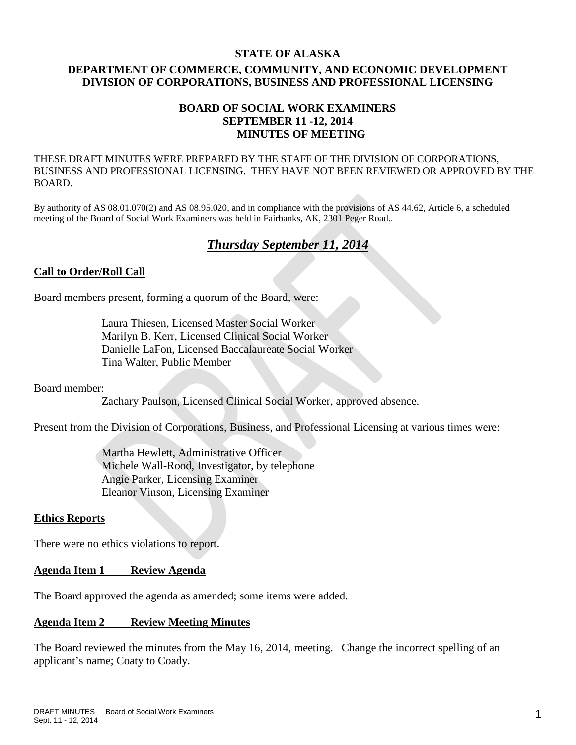**STATE OF ALASKA**

**DEPARTMENT OF COMMERCE, COMMUNITY, AND ECONOMIC DEVELOPMENT**
**DIVISION OF CORPORATIONS, BUSINESS AND PROFESSIONAL LICENSING**

**BOARD OF SOCIAL WORK EXAMINERS**
**SEPTEMBER 11 -12, 2014**
**MINUTES OF MEETING**

THESE DRAFT MINUTES WERE PREPARED BY THE STAFF OF THE DIVISION OF CORPORATIONS, BUSINESS AND PROFESSIONAL LICENSING. THEY HAVE NOT BEEN REVIEWED OR APPROVED BY THE BOARD.

By authority of AS 08.01.070(2) and AS 08.95.020, and in compliance with the provisions of AS 44.62, Article 6, a scheduled meeting of the Board of Social Work Examiners was held in Fairbanks, AK, 2301 Peger Road..

## ***Thursday September 11, 2014***

**Call to Order/Roll Call**

Board members present, forming a quorum of the Board, were:

Laura Thiesen, Licensed Master Social Worker
Marilyn B. Kerr, Licensed Clinical Social Worker
Danielle LaFon, Licensed Baccalaureate Social Worker
Tina Walter, Public Member

Board member:

Zachary Paulson, Licensed Clinical Social Worker, approved absence.

Present from the Division of Corporations, Business, and Professional Licensing at various times were:

Martha Hewlett, Administrative Officer
Michele Wall-Rood, Investigator, by telephone
Angie Parker, Licensing Examiner
Eleanor Vinson, Licensing Examiner

**Ethics Reports**

There were no ethics violations to report.

**Agenda Item 1 Review Agenda**

The Board approved the agenda as amended; some items were added.

**Agenda Item 2 Review Meeting Minutes**

The Board reviewed the minutes from the May 16, 2014, meeting. Change the incorrect spelling of an applicant's name; Coaty to Coady.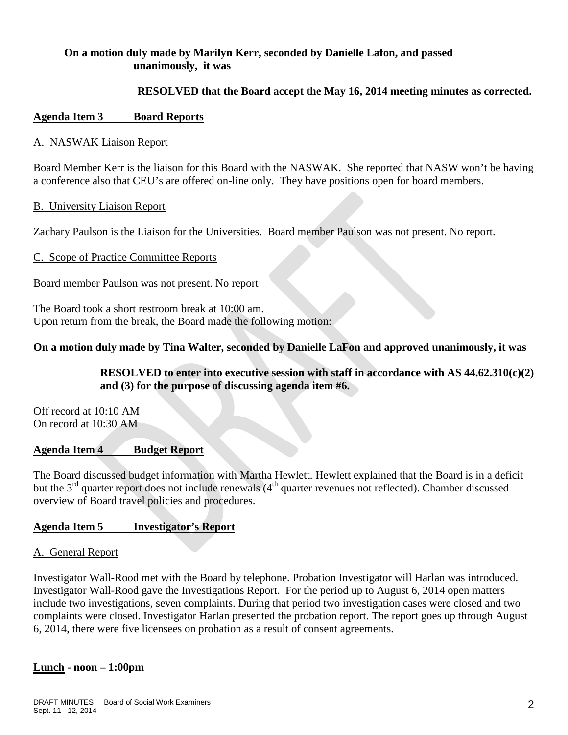**On a motion duly made by Marilyn Kerr, seconded by Danielle Lafon, and passed unanimously, it was**

**RESOLVED that the Board accept the May 16, 2014 meeting minutes as corrected.**

## Agenda Item 3 Board Reports

A. NASWAK Liaison Report

Board Member Kerr is the liaison for this Board with the NASWAK. She reported that NASW won't be having a conference also that CEU's are offered on-line only. They have positions open for board members.

B. University Liaison Report

Zachary Paulson is the Liaison for the Universities. Board member Paulson was not present. No report.

C. Scope of Practice Committee Reports

Board member Paulson was not present. No report

The Board took a short restroom break at 10:00 am.
Upon return from the break, the Board made the following motion:

**On a motion duly made by Tina Walter, seconded by Danielle LaFon and approved unanimously, it was**

**RESOLVED to enter into executive session with staff in accordance with AS 44.62.310(c)(2) and (3) for the purpose of discussing agenda item #6.**

Off record at 10:10 AM
On record at 10:30 AM

## Agenda Item 4 Budget Report

The Board discussed budget information with Martha Hewlett. Hewlett explained that the Board is in a deficit but the 3rd quarter report does not include renewals (4th quarter revenues not reflected). Chamber discussed overview of Board travel policies and procedures.

## Agenda Item 5 Investigator's Report

A. General Report

Investigator Wall-Rood met with the Board by telephone. Probation Investigator will Harlan was introduced. Investigator Wall-Rood gave the Investigations Report. For the period up to August 6, 2014 open matters include two investigations, seven complaints. During that period two investigation cases were closed and two complaints were closed. Investigator Harlan presented the probation report. The report goes up through August 6, 2014, there were five licensees on probation as a result of consent agreements.

**Lunch - noon – 1:00pm**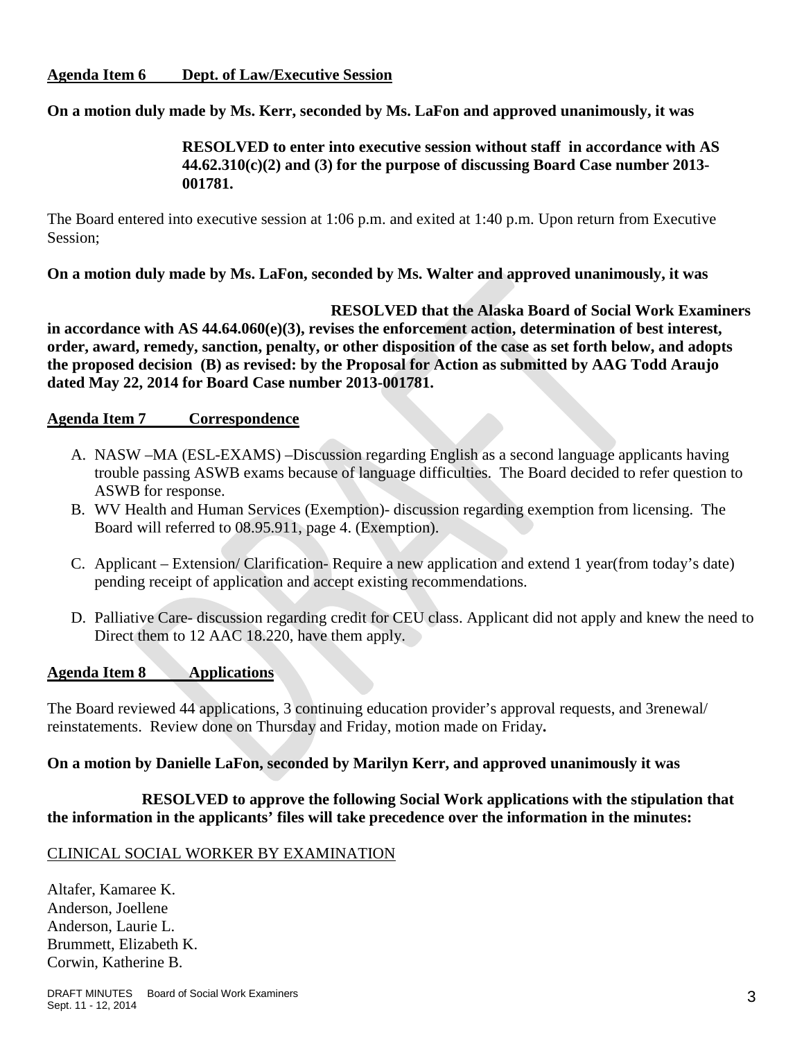**Agenda Item 6 Dept. of Law/Executive Session**

**On a motion duly made by Ms. Kerr, seconded by Ms. LaFon and approved unanimously, it was**

> **RESOLVED to enter into executive session without staff in accordance with AS 44.62.310(c)(2) and (3) for the purpose of discussing Board Case number 2013-001781.**

The Board entered into executive session at 1:06 p.m. and exited at 1:40 p.m. Upon return from Executive Session;

**On a motion duly made by Ms. LaFon, seconded by Ms. Walter and approved unanimously, it was**

**RESOLVED that the Alaska Board of Social Work Examiners in accordance with AS 44.64.060(e)(3), revises the enforcement action, determination of best interest, order, award, remedy, sanction, penalty, or other disposition of the case as set forth below, and adopts the proposed decision (B) as revised: by the Proposal for Action as submitted by AAG Todd Araujo dated May 22, 2014 for Board Case number 2013-001781.**

**Agenda Item 7 Correspondence**

A. NASW –MA (ESL-EXAMS) –Discussion regarding English as a second language applicants having trouble passing ASWB exams because of language difficulties. The Board decided to refer question to ASWB for response.
B. WV Health and Human Services (Exemption)- discussion regarding exemption from licensing. The Board will referred to 08.95.911, page 4. (Exemption).
C. Applicant – Extension/ Clarification- Require a new application and extend 1 year(from today's date) pending receipt of application and accept existing recommendations.
D. Palliative Care- discussion regarding credit for CEU class. Applicant did not apply and knew the need to Direct them to 12 AAC 18.220, have them apply.

**Agenda Item 8 Applications**

The Board reviewed 44 applications, 3 continuing education provider's approval requests, and 3renewal/ reinstatements. Review done on Thursday and Friday, motion made on Friday**.**

**On a motion by Danielle LaFon, seconded by Marilyn Kerr, and approved unanimously it was**

**RESOLVED to approve the following Social Work applications with the stipulation that the information in the applicants' files will take precedence over the information in the minutes:**

CLINICAL SOCIAL WORKER BY EXAMINATION

Altafer, Kamaree K.
Anderson, Joellene
Anderson, Laurie L.
Brummett, Elizabeth K.
Corwin, Katherine B.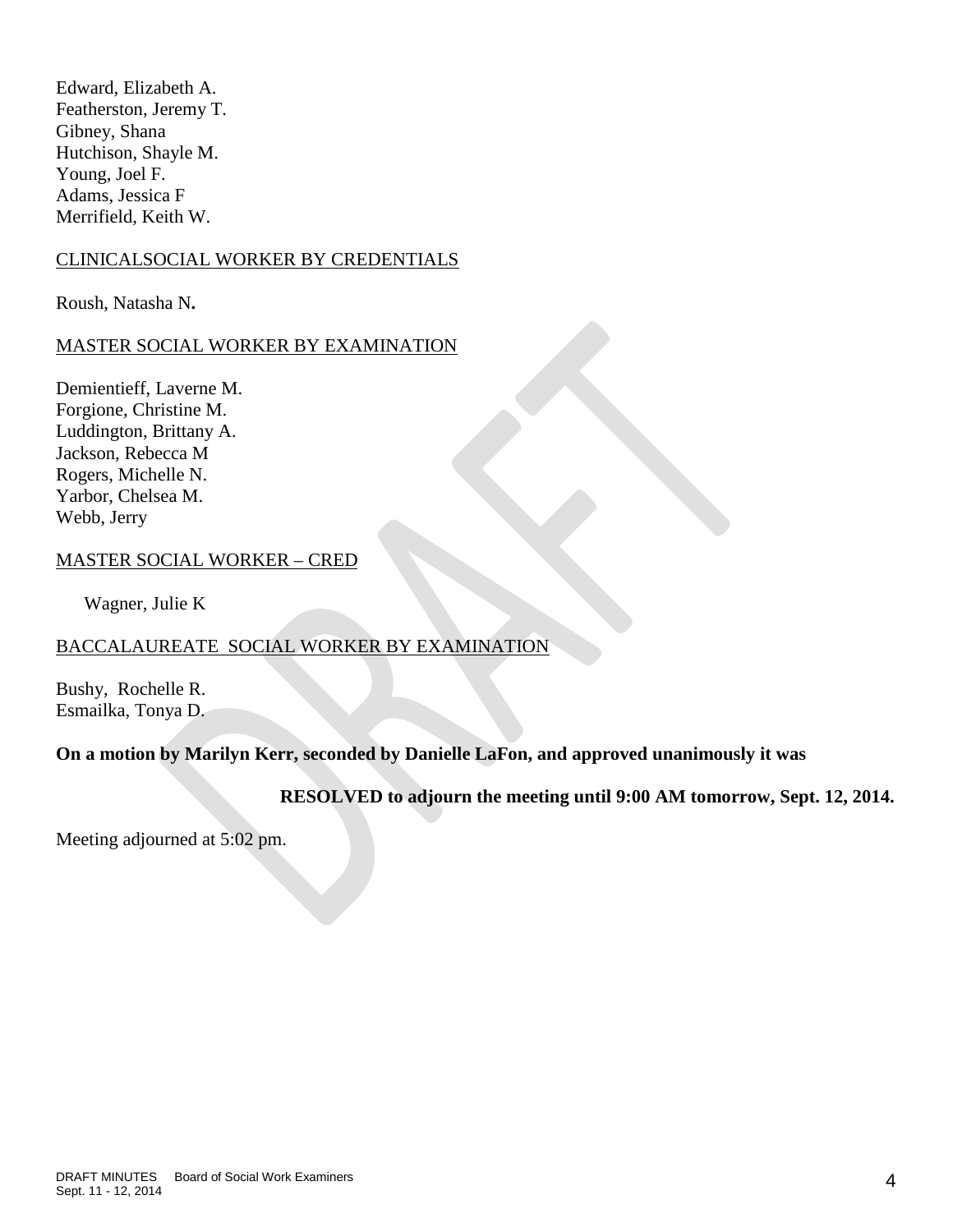Edward, Elizabeth A.
Featherston, Jeremy T.
Gibney, Shana
Hutchison, Shayle M.
Young, Joel F.
Adams, Jessica F
Merrifield, Keith W.

CLINICALSOCIAL WORKER BY CREDENTIALS

Roush, Natasha N**.**

MASTER SOCIAL WORKER BY EXAMINATION

Demientieff, Laverne M.
Forgione, Christine M.
Luddington, Brittany A.
Jackson, Rebecca M
Rogers, Michelle N.
Yarbor, Chelsea M.
Webb, Jerry

MASTER SOCIAL WORKER – CRED

Wagner, Julie K

BACCALAUREATE SOCIAL WORKER BY EXAMINATION

Bushy, Rochelle R.
Esmailka, Tonya D.

**On a motion by Marilyn Kerr, seconded by Danielle LaFon, and approved unanimously it was**

**RESOLVED to adjourn the meeting until 9:00 AM tomorrow, Sept. 12, 2014.**

Meeting adjourned at 5:02 pm.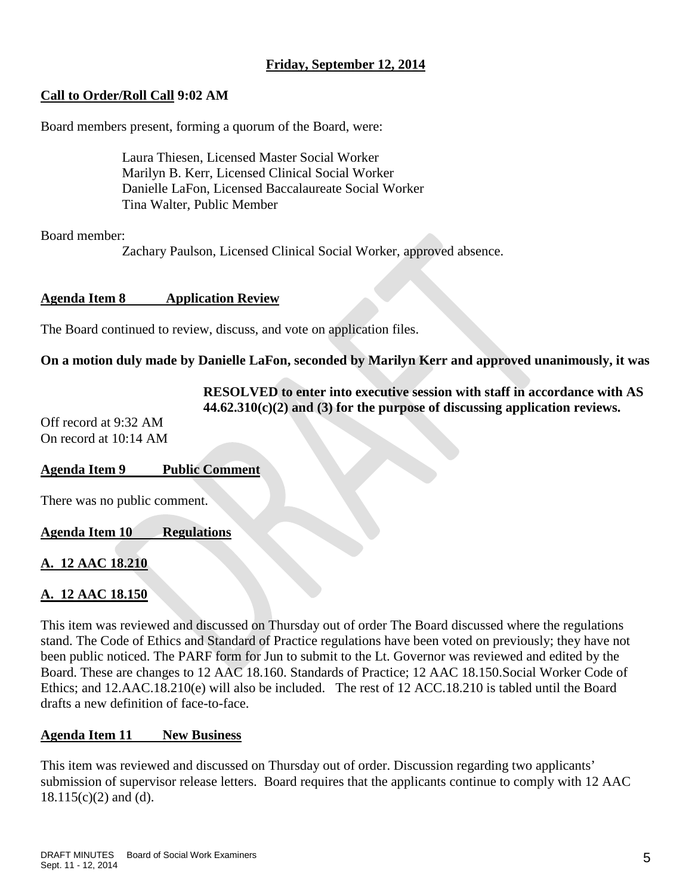**Friday, September 12, 2014**

**Call to Order/Roll Call 9:02 AM**

Board members present, forming a quorum of the Board, were:

Laura Thiesen, Licensed Master Social Worker
Marilyn B. Kerr, Licensed Clinical Social Worker
Danielle LaFon, Licensed Baccalaureate Social Worker
Tina Walter, Public Member

Board member:

Zachary Paulson, Licensed Clinical Social Worker, approved absence.

**Agenda Item 8 Application Review**

The Board continued to review, discuss, and vote on application files.

**On a motion duly made by Danielle LaFon, seconded by Marilyn Kerr and approved unanimously, it was**

**RESOLVED to enter into executive session with staff in accordance with AS 44.62.310(c)(2) and (3) for the purpose of discussing application reviews.**

Off record at 9:32 AM
On record at 10:14 AM

**Agenda Item 9 Public Comment**

There was no public comment.

**Agenda Item 10 Regulations**

**A. 12 AAC 18.210**

**A. 12 AAC 18.150**

This item was reviewed and discussed on Thursday out of order The Board discussed where the regulations stand. The Code of Ethics and Standard of Practice regulations have been voted on previously; they have not been public noticed. The PARF form for Jun to submit to the Lt. Governor was reviewed and edited by the Board. These are changes to 12 AAC 18.160. Standards of Practice; 12 AAC 18.150.Social Worker Code of Ethics; and 12.AAC.18.210(e) will also be included. The rest of 12 ACC.18.210 is tabled until the Board drafts a new definition of face-to-face.

**Agenda Item 11 New Business**

This item was reviewed and discussed on Thursday out of order. Discussion regarding two applicants' submission of supervisor release letters. Board requires that the applicants continue to comply with 12 AAC 18.115(c)(2) and (d).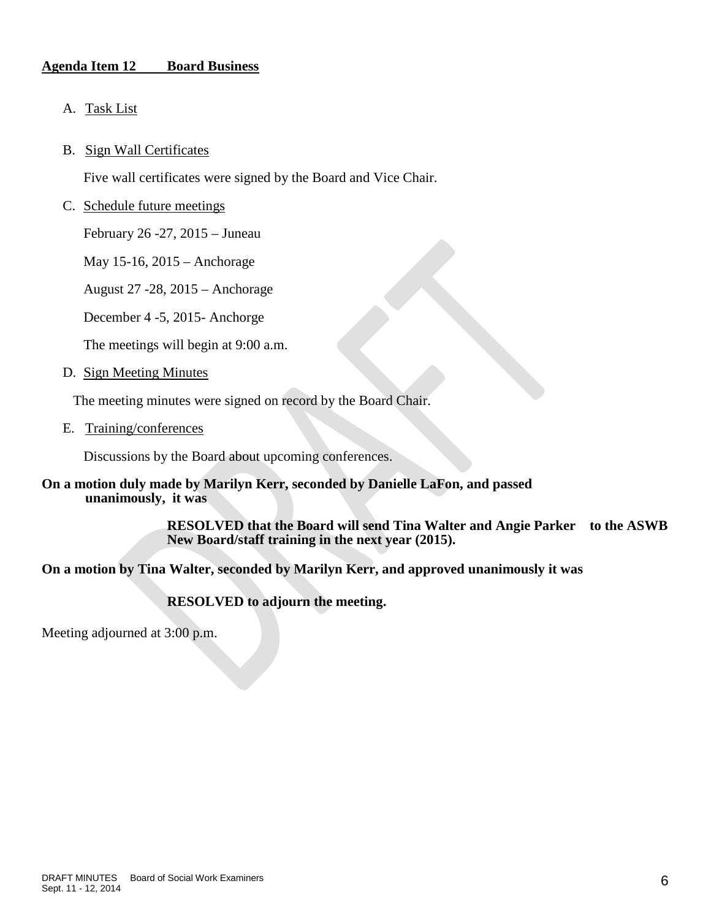**Agenda Item 12 Board Business**

A. Task List

B. Sign Wall Certificates

Five wall certificates were signed by the Board and Vice Chair.

C. Schedule future meetings

February 26 -27, 2015 – Juneau

May 15-16, 2015 – Anchorage

August 27 -28, 2015 – Anchorage

December 4 -5, 2015- Anchorge

The meetings will begin at 9:00 a.m.

D. Sign Meeting Minutes

The meeting minutes were signed on record by the Board Chair.

E. Training/conferences

Discussions by the Board about upcoming conferences.

**On a motion duly made by Marilyn Kerr, seconded by Danielle LaFon, and passed unanimously, it was**

> **RESOLVED that the Board will send Tina Walter and Angie Parker to the ASWB New Board/staff training in the next year (2015).**

**On a motion by Tina Walter, seconded by Marilyn Kerr, and approved unanimously it was**

> **RESOLVED to adjourn the meeting.**

Meeting adjourned at 3:00 p.m.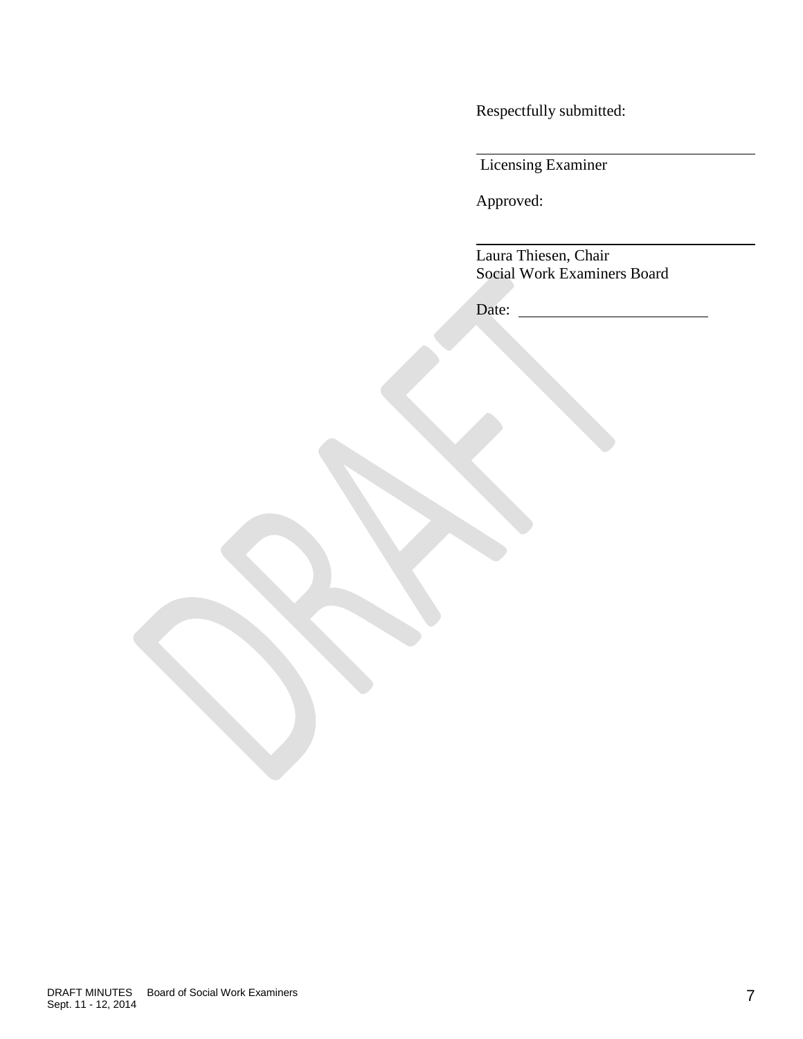Respectfully submitted:

\_\_\_\_\_\_\_\_\_\_\_\_\_\_\_\_\_\_\_\_\_\_\_\_\_\_\_\_\_\_\_\_\_\_\_\_

Licensing Examiner

Approved:

\_\_\_\_\_\_\_\_\_\_\_\_\_\_\_\_\_\_\_\_\_\_\_\_\_\_\_\_\_\_\_\_\_\_\_\_

Laura Thiesen, Chair
Social Work Examiners Board

Date: \_\_\_\_\_\_\_\_\_\_\_\_\_\_\_\_\_\_\_\_\_\_\_\_\_\_

DRAFT